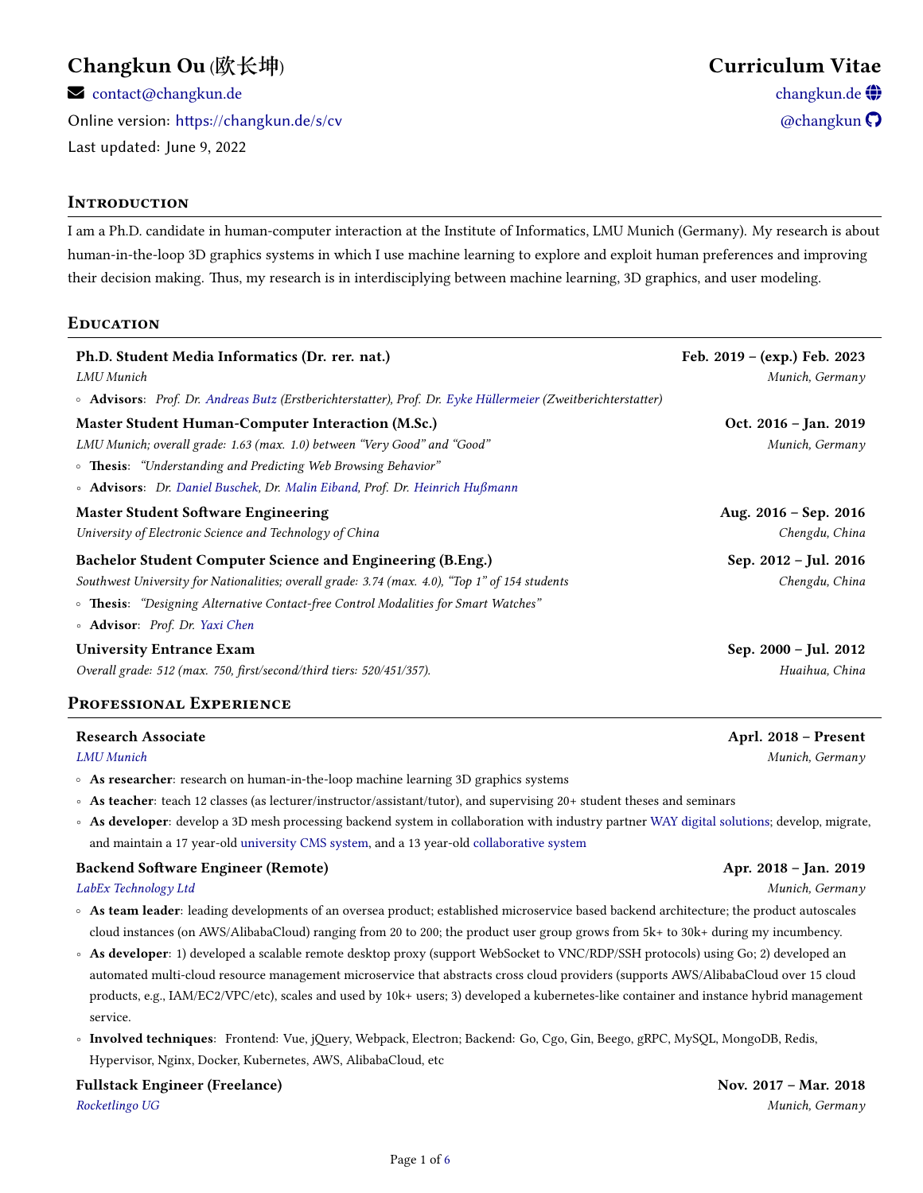# Changkun Ou (欧长坤)

**Curriculum Vitae**

contact@changkun.de

Online version: https://changkun.de/s/cv

Last updated: June 9, 2022

changkun.de

@changkun

## Introduction

I am a Ph.D. candidate in human-computer interaction at the Institute of Informatics, LMU Munich (Germany). My research is about human-in-the-loop 3D graphics systems in which I use machine learning to explore and exploit human preferences and improving their decision making. Thus, my research is in interdisciplying between machine learning, 3D graphics, and user modeling.

## Education

**Ph.D. Student Media Informatics (Dr. rer. nat.)** — **Feb. 2019 – (exp.) Feb. 2023**
*LMU Munich* — *Munich, Germany*

- **Advisors**: *Prof. Dr. Andreas Butz (Erstberichterstatter), Prof. Dr. Eyke Hüllermeier (Zweitberichterstatter)*

**Master Student Human-Computer Interaction (M.Sc.)** — **Oct. 2016 – Jan. 2019**
*LMU Munich; overall grade: 1.63 (max. 1.0) between "Very Good" and "Good"* — *Munich, Germany*

- **Thesis**: *"Understanding and Predicting Web Browsing Behavior"*
- **Advisors**: *Dr. Daniel Buschek, Dr. Malin Eiband, Prof. Dr. Heinrich Hußmann*

**Master Student Software Engineering** — **Aug. 2016 – Sep. 2016**
*University of Electronic Science and Technology of China* — *Chengdu, China*

**Bachelor Student Computer Science and Engineering (B.Eng.)** — **Sep. 2012 – Jul. 2016**
*Southwest University for Nationalities; overall grade: 3.74 (max. 4.0), "Top 1" of 154 students* — *Chengdu, China*

- **Thesis**: *"Designing Alternative Contact-free Control Modalities for Smart Watches"*
- **Advisor**: *Prof. Dr. Yaxi Chen*

**University Entrance Exam** — **Sep. 2000 – Jul. 2012**
*Overall grade: 512 (max. 750, first/second/third tiers: 520/451/357).* — *Huaihua, China*

## Professional Experience

**Research Associate** — **Aprl. 2018 – Present**
*LMU Munich* — *Munich, Germany*

- **As researcher**: research on human-in-the-loop machine learning 3D graphics systems
- **As teacher**: teach 12 classes (as lecturer/instructor/assistant/tutor), and supervising 20+ student theses and seminars
- **As developer**: develop a 3D mesh processing backend system in collaboration with industry partner WAY digital solutions; develop, migrate, and maintain a 17 year-old university CMS system, and a 13 year-old collaborative system

**Backend Software Engineer (Remote)** — **Apr. 2018 – Jan. 2019**
*LabEx Technology Ltd* — *Munich, Germany*

- **As team leader**: leading developments of an oversea product; established microservice based backend architecture; the product autoscales cloud instances (on AWS/AlibabaCloud) ranging from 20 to 200; the product user group grows from 5k+ to 30k+ during my incumbency.
- **As developer**: 1) developed a scalable remote desktop proxy (support WebSocket to VNC/RDP/SSH protocols) using Go; 2) developed an automated multi-cloud resource management microservice that abstracts cross cloud providers (supports AWS/AlibabaCloud over 15 cloud products, e.g., IAM/EC2/VPC/etc), scales and used by 10k+ users; 3) developed a kubernetes-like container and instance hybrid management service.
- **Involved techniques**: Frontend: Vue, jQuery, Webpack, Electron; Backend: Go, Cgo, Gin, Beego, gRPC, MySQL, MongoDB, Redis, Hypervisor, Nginx, Docker, Kubernetes, AWS, AlibabaCloud, etc

**Fullstack Engineer (Freelance)** — **Nov. 2017 – Mar. 2018**
*Rocketlingo UG* — *Munich, Germany*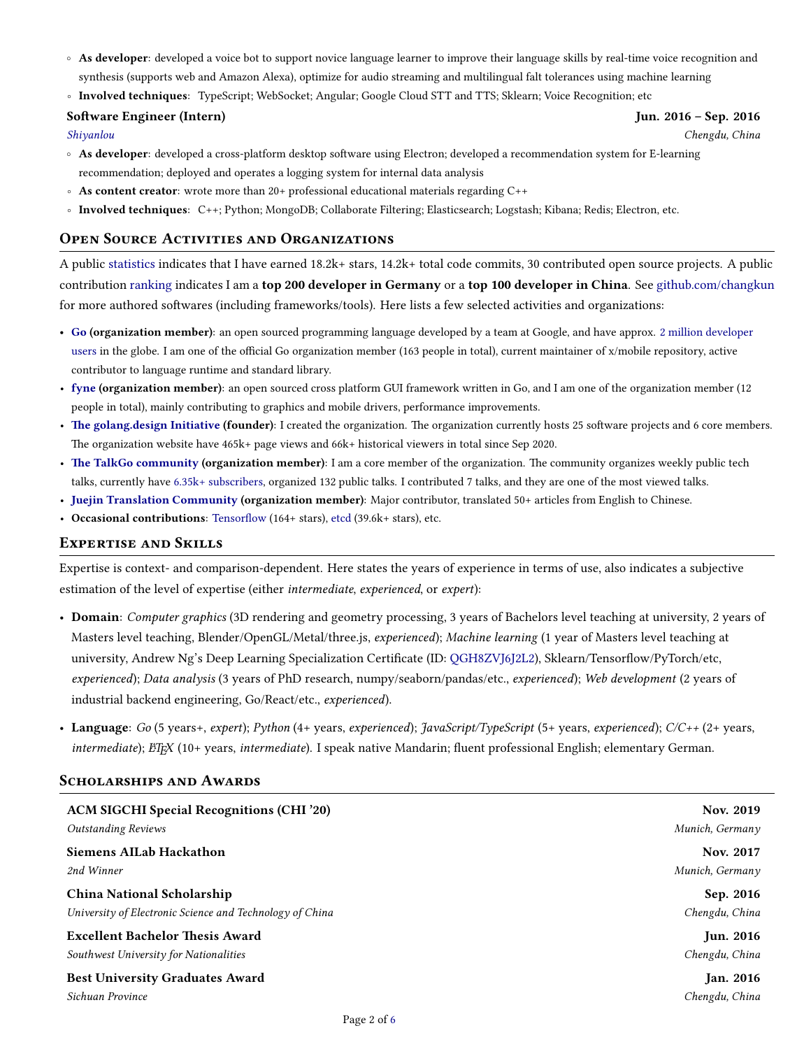- **As developer**: developed a voice bot to support novice language learner to improve their language skills by real-time voice recognition and synthesis (supports web and Amazon Alexa), optimize for audio streaming and multilingual falt tolerances using machine learning
- **Involved techniques**: TypeScript; WebSocket; Angular; Google Cloud STT and TTS; Sklearn; Voice Recognition; etc

**Software Engineer (Intern)** — **Jun. 2016 – Sep. 2016**
*Shiyanlou* — *Chengdu, China*

- **As developer**: developed a cross-platform desktop software using Electron; developed a recommendation system for E-learning recommendation; deployed and operates a logging system for internal data analysis
- **As content creator**: wrote more than 20+ professional educational materials regarding C++
- **Involved techniques**: C++; Python; MongoDB; Collaborate Filtering; Elasticsearch; Logstash; Kibana; Redis; Electron, etc.

## Open Source Activities and Organizations

A public statistics indicates that I have earned 18.2k+ stars, 14.2k+ total code commits, 30 contributed open source projects. A public contribution ranking indicates I am a **top 200 developer in Germany** or a **top 100 developer in China**. See github.com/changkun for more authored softwares (including frameworks/tools). Here lists a few selected activities and organizations:

- **Go (organization member)**: an open sourced programming language developed by a team at Google, and have approx. 2 million developer users in the globe. I am one of the official Go organization member (163 people in total), current maintainer of x/mobile repository, active contributor to language runtime and standard library.
- **fyne (organization member)**: an open sourced cross platform GUI framework written in Go, and I am one of the organization member (12 people in total), mainly contributing to graphics and mobile drivers, performance improvements.
- **The golang.design Initiative (founder)**: I created the organization. The organization currently hosts 25 software projects and 6 core members. The organization website have 465k+ page views and 66k+ historical viewers in total since Sep 2020.
- **The TalkGo community (organization member)**: I am a core member of the organization. The community organizes weekly public tech talks, currently have 6.35k+ subscribers, organized 132 public talks. I contributed 7 talks, and they are one of the most viewed talks.
- **Juejin Translation Community (organization member)**: Major contributor, translated 50+ articles from English to Chinese.
- **Occasional contributions**: Tensorflow (164+ stars), etcd (39.6k+ stars), etc.

## Expertise and Skills

Expertise is context- and comparison-dependent. Here states the years of experience in terms of use, also indicates a subjective estimation of the level of expertise (either *intermediate*, *experienced*, or *expert*):

- **Domain**: *Computer graphics* (3D rendering and geometry processing, 3 years of Bachelors level teaching at university, 2 years of Masters level teaching, Blender/OpenGL/Metal/three.js, *experienced*); *Machine learning* (1 year of Masters level teaching at university, Andrew Ng's Deep Learning Specialization Certificate (ID: QGH8ZVJ6J2L2), Sklearn/Tensorflow/PyTorch/etc, *experienced*); *Data analysis* (3 years of PhD research, numpy/seaborn/pandas/etc., *experienced*); *Web development* (2 years of industrial backend engineering, Go/React/etc., *experienced*).
- **Language**: *Go* (5 years+, *expert*); *Python* (4+ years, *experienced*); *JavaScript/TypeScript* (5+ years, *experienced*); *C/C++* (2+ years, *intermediate*); *LaTeX* (10+ years, *intermediate*). I speak native Mandarin; fluent professional English; elementary German.

## Scholarships and Awards

**ACM SIGCHI Special Recognitions (CHI '20)** — **Nov. 2019**
*Outstanding Reviews* — *Munich, Germany*

**Siemens AILab Hackathon** — **Nov. 2017**
*2nd Winner* — *Munich, Germany*

**China National Scholarship** — **Sep. 2016**
*University of Electronic Science and Technology of China* — *Chengdu, China*

**Excellent Bachelor Thesis Award** — **Jun. 2016**
*Southwest University for Nationalities* — *Chengdu, China*

**Best University Graduates Award** — **Jan. 2016**
*Sichuan Province* — *Chengdu, China*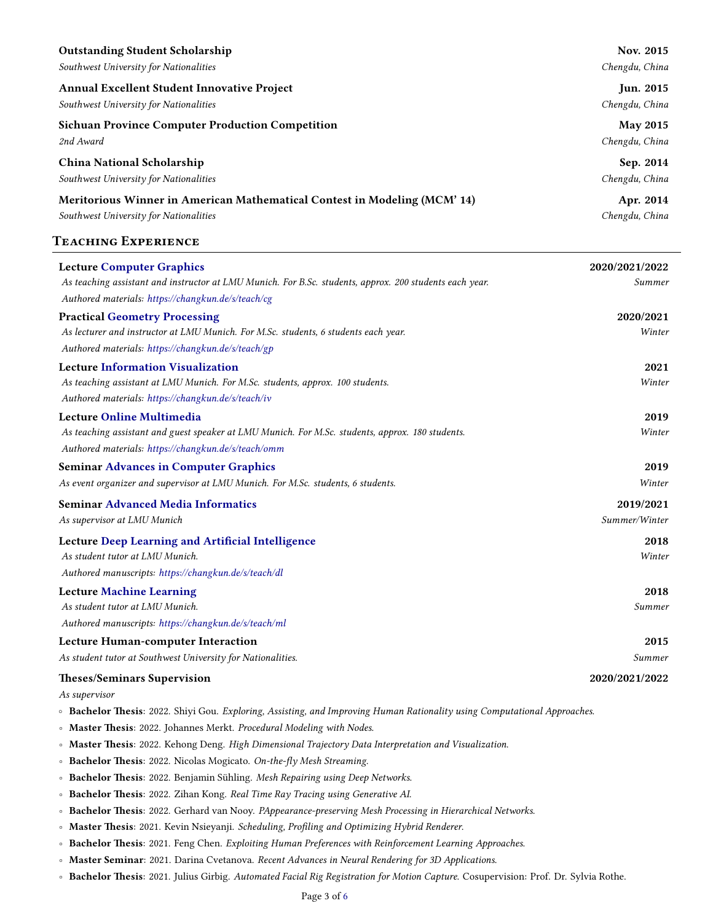**Outstanding Student Scholarship** — **Nov. 2015**
*Southwest University for Nationalities* — *Chengdu, China*

**Annual Excellent Student Innovative Project** — **Jun. 2015**
*Southwest University for Nationalities* — *Chengdu, China*

**Sichuan Province Computer Production Competition** — **May 2015**
*2nd Award* — *Chengdu, China*

**China National Scholarship** — **Sep. 2014**
*Southwest University for Nationalities* — *Chengdu, China*

**Meritorious Winner in American Mathematical Contest in Modeling (MCM' 14)** — **Apr. 2014**
*Southwest University for Nationalities* — *Chengdu, China*

## Teaching Experience

**Lecture Computer Graphics** — **2020/2021/2022**
*As teaching assistant and instructor at LMU Munich. For B.Sc. students, approx. 200 students each year.* — *Summer*
*Authored materials: https://changkun.de/s/teach/cg*

**Practical Geometry Processing** — **2020/2021**
*As lecturer and instructor at LMU Munich. For M.Sc. students, 6 students each year.* — *Winter*
*Authored materials: https://changkun.de/s/teach/gp*

**Lecture Information Visualization** — **2021**
*As teaching assistant at LMU Munich. For M.Sc. students, approx. 100 students.* — *Winter*
*Authored materials: https://changkun.de/s/teach/iv*

**Lecture Online Multimedia** — **2019**
*As teaching assistant and guest speaker at LMU Munich. For M.Sc. students, approx. 180 students.* — *Winter*
*Authored materials: https://changkun.de/s/teach/omm*

**Seminar Advances in Computer Graphics** — **2019**
*As event organizer and supervisor at LMU Munich. For M.Sc. students, 6 students.* — *Winter*

**Seminar Advanced Media Informatics** — **2019/2021**
*As supervisor at LMU Munich* — *Summer/Winter*

**Lecture Deep Learning and Artificial Intelligence** — **2018**
*As student tutor at LMU Munich.* — *Winter*
*Authored manuscripts: https://changkun.de/s/teach/dl*

**Lecture Machine Learning** — **2018**
*As student tutor at LMU Munich.* — *Summer*
*Authored manuscripts: https://changkun.de/s/teach/ml*

**Lecture Human-computer Interaction** — **2015**
*As student tutor at Southwest University for Nationalities.* — *Summer*

**Theses/Seminars Supervision** — **2020/2021/2022**
*As supervisor*

- **Bachelor Thesis**: 2022. Shiyi Gou. *Exploring, Assisting, and Improving Human Rationality using Computational Approaches.*
- **Master Thesis**: 2022. Johannes Merkt. *Procedural Modeling with Nodes.*
- **Master Thesis**: 2022. Kehong Deng. *High Dimensional Trajectory Data Interpretation and Visualization.*
- **Bachelor Thesis**: 2022. Nicolas Mogicato. *On-the-fly Mesh Streaming.*
- **Bachelor Thesis**: 2022. Benjamin Sühling. *Mesh Repairing using Deep Networks.*
- **Bachelor Thesis**: 2022. Zihan Kong. *Real Time Ray Tracing using Generative AI.*
- **Bachelor Thesis**: 2022. Gerhard van Nooy. *PAppearance-preserving Mesh Processing in Hierarchical Networks.*
- **Master Thesis**: 2021. Kevin Nsieyanji. *Scheduling, Profiling and Optimizing Hybrid Renderer.*
- **Bachelor Thesis**: 2021. Feng Chen. *Exploiting Human Preferences with Reinforcement Learning Approaches.*
- **Master Seminar**: 2021. Darina Cvetanova. *Recent Advances in Neural Rendering for 3D Applications.*
- **Bachelor Thesis**: 2021. Julius Girbig. *Automated Facial Rig Registration for Motion Capture.* Cosupervision: Prof. Dr. Sylvia Rothe.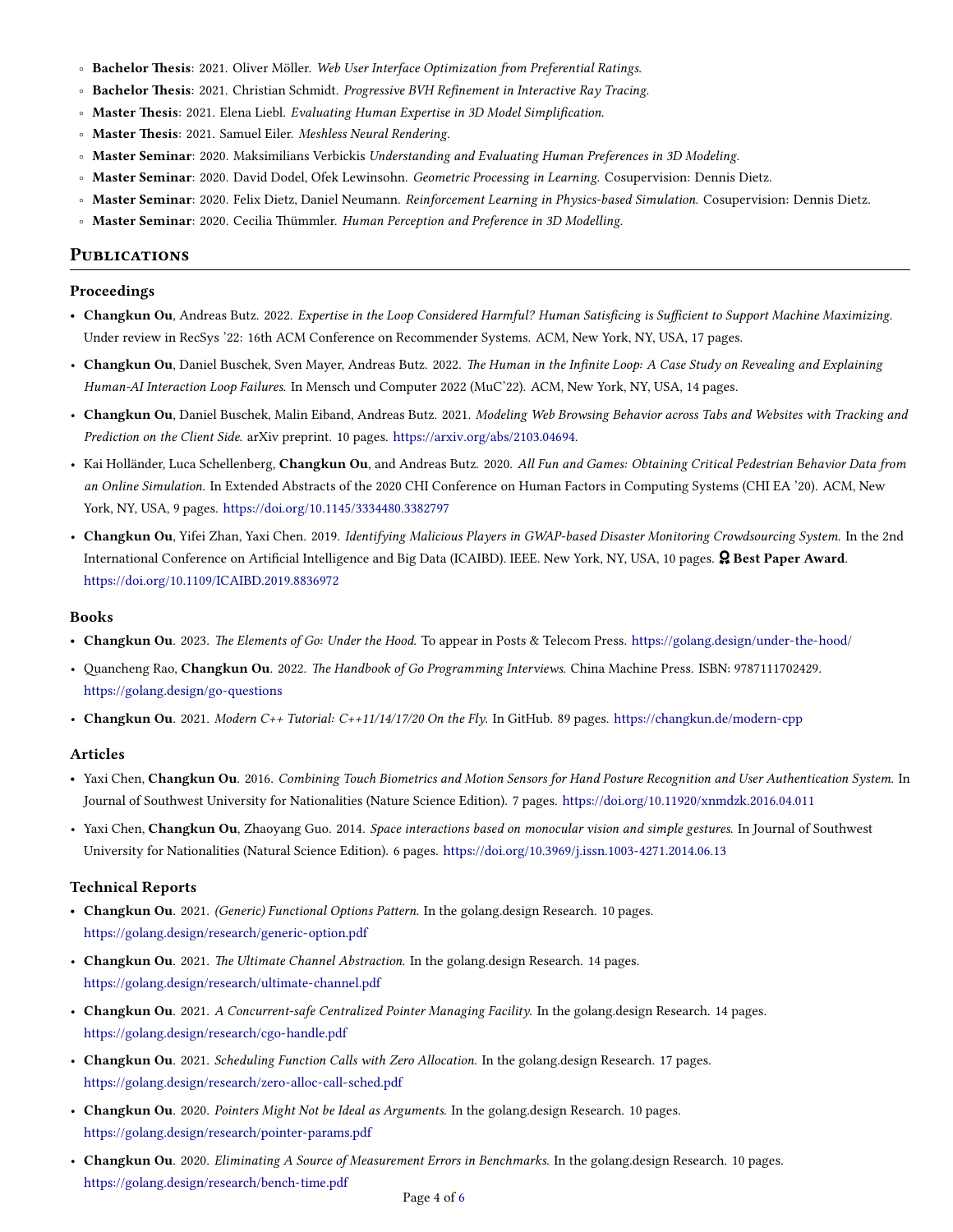- **Bachelor Thesis**: 2021. Oliver Möller. *Web User Interface Optimization from Preferential Ratings.*
- **Bachelor Thesis**: 2021. Christian Schmidt. *Progressive BVH Refinement in Interactive Ray Tracing.*
- **Master Thesis**: 2021. Elena Liebl. *Evaluating Human Expertise in 3D Model Simplification.*
- **Master Thesis**: 2021. Samuel Eiler. *Meshless Neural Rendering.*
- **Master Seminar**: 2020. Maksimilians Verbickis *Understanding and Evaluating Human Preferences in 3D Modeling.*
- **Master Seminar**: 2020. David Dodel, Ofek Lewinsohn. *Geometric Processing in Learning.* Cosupervision: Dennis Dietz.
- **Master Seminar**: 2020. Felix Dietz, Daniel Neumann. *Reinforcement Learning in Physics-based Simulation.* Cosupervision: Dennis Dietz.
- **Master Seminar**: 2020. Cecilia Thümmler. *Human Perception and Preference in 3D Modelling.*

## Publications

### Proceedings

- **Changkun Ou**, Andreas Butz. 2022. *Expertise in the Loop Considered Harmful? Human Satisficing is Sufficient to Support Machine Maximizing.* Under review in RecSys '22: 16th ACM Conference on Recommender Systems. ACM, New York, NY, USA, 17 pages.
- **Changkun Ou**, Daniel Buschek, Sven Mayer, Andreas Butz. 2022. *The Human in the Infinite Loop: A Case Study on Revealing and Explaining Human-AI Interaction Loop Failures.* In Mensch und Computer 2022 (MuC'22). ACM, New York, NY, USA, 14 pages.
- **Changkun Ou**, Daniel Buschek, Malin Eiband, Andreas Butz. 2021. *Modeling Web Browsing Behavior across Tabs and Websites with Tracking and Prediction on the Client Side.* arXiv preprint. 10 pages. https://arxiv.org/abs/2103.04694.
- Kai Holländer, Luca Schellenberg, **Changkun Ou**, and Andreas Butz. 2020. *All Fun and Games: Obtaining Critical Pedestrian Behavior Data from an Online Simulation.* In Extended Abstracts of the 2020 CHI Conference on Human Factors in Computing Systems (CHI EA '20). ACM, New York, NY, USA, 9 pages. https://doi.org/10.1145/3334480.3382797
- **Changkun Ou**, Yifei Zhan, Yaxi Chen. 2019. *Identifying Malicious Players in GWAP-based Disaster Monitoring Crowdsourcing System.* In the 2nd International Conference on Artificial Intelligence and Big Data (ICAIBD). IEEE. New York, NY, USA, 10 pages. **Best Paper Award**. https://doi.org/10.1109/ICAIBD.2019.8836972

### Books

- **Changkun Ou**. 2023. *The Elements of Go: Under the Hood.* To appear in Posts & Telecom Press. https://golang.design/under-the-hood/
- Quancheng Rao, **Changkun Ou**. 2022. *The Handbook of Go Programming Interviews.* China Machine Press. ISBN: 9787111702429. https://golang.design/go-questions
- **Changkun Ou**. 2021. *Modern C++ Tutorial: C++11/14/17/20 On the Fly.* In GitHub. 89 pages. https://changkun.de/modern-cpp

### Articles

- Yaxi Chen, **Changkun Ou**. 2016. *Combining Touch Biometrics and Motion Sensors for Hand Posture Recognition and User Authentication System.* In Journal of Southwest University for Nationalities (Nature Science Edition). 7 pages. https://doi.org/10.11920/xnmdzk.2016.04.011
- Yaxi Chen, **Changkun Ou**, Zhaoyang Guo. 2014. *Space interactions based on monocular vision and simple gestures.* In Journal of Southwest University for Nationalities (Natural Science Edition). 6 pages. https://doi.org/10.3969/j.issn.1003-4271.2014.06.13

### Technical Reports

- **Changkun Ou**. 2021. *(Generic) Functional Options Pattern.* In the golang.design Research. 10 pages. https://golang.design/research/generic-option.pdf
- **Changkun Ou**. 2021. *The Ultimate Channel Abstraction.* In the golang.design Research. 14 pages. https://golang.design/research/ultimate-channel.pdf
- **Changkun Ou**. 2021. *A Concurrent-safe Centralized Pointer Managing Facility.* In the golang.design Research. 14 pages. https://golang.design/research/cgo-handle.pdf
- **Changkun Ou**. 2021. *Scheduling Function Calls with Zero Allocation.* In the golang.design Research. 17 pages. https://golang.design/research/zero-alloc-call-sched.pdf
- **Changkun Ou**. 2020. *Pointers Might Not be Ideal as Arguments.* In the golang.design Research. 10 pages. https://golang.design/research/pointer-params.pdf
- **Changkun Ou**. 2020. *Eliminating A Source of Measurement Errors in Benchmarks.* In the golang.design Research. 10 pages. https://golang.design/research/bench-time.pdf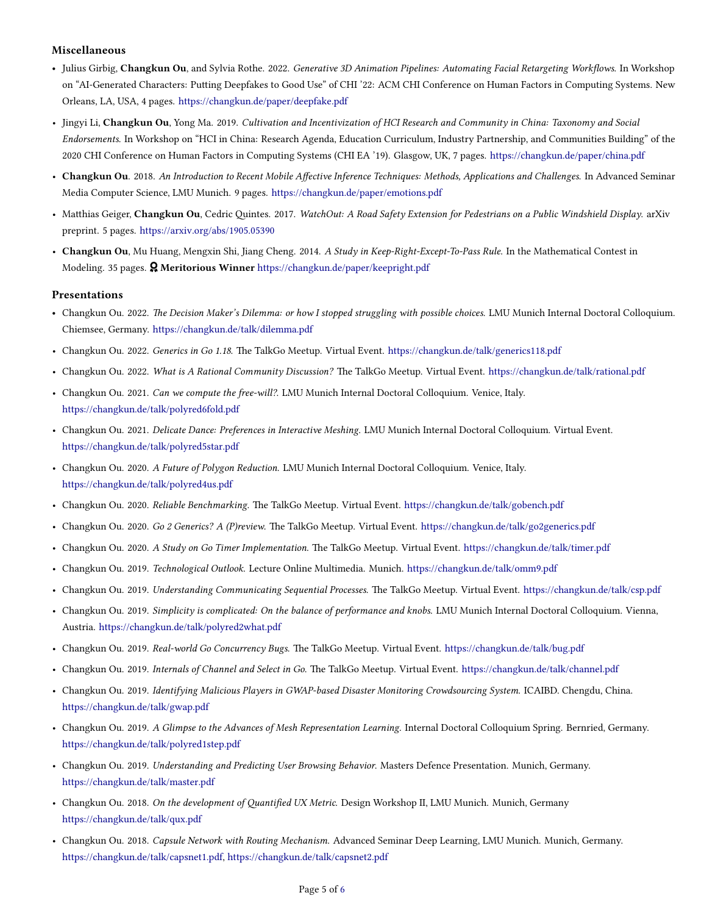### Miscellaneous

- Julius Girbig, **Changkun Ou**, and Sylvia Rothe. 2022. *Generative 3D Animation Pipelines: Automating Facial Retargeting Workflows.* In Workshop on "AI-Generated Characters: Putting Deepfakes to Good Use" of CHI '22: ACM CHI Conference on Human Factors in Computing Systems. New Orleans, LA, USA, 4 pages. https://changkun.de/paper/deepfake.pdf
- Jingyi Li, **Changkun Ou**, Yong Ma. 2019. *Cultivation and Incentivization of HCI Research and Community in China: Taxonomy and Social Endorsements.* In Workshop on "HCI in China: Research Agenda, Education Curriculum, Industry Partnership, and Communities Building" of the 2020 CHI Conference on Human Factors in Computing Systems (CHI EA '19). Glasgow, UK, 7 pages. https://changkun.de/paper/china.pdf
- **Changkun Ou**. 2018. *An Introduction to Recent Mobile Affective Inference Techniques: Methods, Applications and Challenges.* In Advanced Seminar Media Computer Science, LMU Munich. 9 pages. https://changkun.de/paper/emotions.pdf
- Matthias Geiger, **Changkun Ou**, Cedric Quintes. 2017. *WatchOut: A Road Safety Extension for Pedestrians on a Public Windshield Display.* arXiv preprint. 5 pages. https://arxiv.org/abs/1905.05390
- **Changkun Ou**, Mu Huang, Mengxin Shi, Jiang Cheng. 2014. *A Study in Keep-Right-Except-To-Pass Rule.* In the Mathematical Contest in Modeling. 35 pages. **Meritorious Winner** https://changkun.de/paper/keepright.pdf

### Presentations

- Changkun Ou. 2022. *The Decision Maker's Dilemma: or how I stopped struggling with possible choices.* LMU Munich Internal Doctoral Colloquium. Chiemsee, Germany. https://changkun.de/talk/dilemma.pdf
- Changkun Ou. 2022. *Generics in Go 1.18.* The TalkGo Meetup. Virtual Event. https://changkun.de/talk/generics118.pdf
- Changkun Ou. 2022. *What is A Rational Community Discussion?* The TalkGo Meetup. Virtual Event. https://changkun.de/talk/rational.pdf
- Changkun Ou. 2021. *Can we compute the free-will?.* LMU Munich Internal Doctoral Colloquium. Venice, Italy. https://changkun.de/talk/polyred6fold.pdf
- Changkun Ou. 2021. *Delicate Dance: Preferences in Interactive Meshing.* LMU Munich Internal Doctoral Colloquium. Virtual Event. https://changkun.de/talk/polyred5star.pdf
- Changkun Ou. 2020. *A Future of Polygon Reduction.* LMU Munich Internal Doctoral Colloquium. Venice, Italy. https://changkun.de/talk/polyred4us.pdf
- Changkun Ou. 2020. *Reliable Benchmarking.* The TalkGo Meetup. Virtual Event. https://changkun.de/talk/gobench.pdf
- Changkun Ou. 2020. *Go 2 Generics? A (P)review.* The TalkGo Meetup. Virtual Event. https://changkun.de/talk/go2generics.pdf
- Changkun Ou. 2020. *A Study on Go Timer Implementation.* The TalkGo Meetup. Virtual Event. https://changkun.de/talk/timer.pdf
- Changkun Ou. 2019. *Technological Outlook.* Lecture Online Multimedia. Munich. https://changkun.de/talk/omm9.pdf
- Changkun Ou. 2019. *Understanding Communicating Sequential Processes.* The TalkGo Meetup. Virtual Event. https://changkun.de/talk/csp.pdf
- Changkun Ou. 2019. *Simplicity is complicated: On the balance of performance and knobs.* LMU Munich Internal Doctoral Colloquium. Vienna, Austria. https://changkun.de/talk/polyred2what.pdf
- Changkun Ou. 2019. *Real-world Go Concurrency Bugs.* The TalkGo Meetup. Virtual Event. https://changkun.de/talk/bug.pdf
- Changkun Ou. 2019. *Internals of Channel and Select in Go.* The TalkGo Meetup. Virtual Event. https://changkun.de/talk/channel.pdf
- Changkun Ou. 2019. *Identifying Malicious Players in GWAP-based Disaster Monitoring Crowdsourcing System.* ICAIBD. Chengdu, China. https://changkun.de/talk/gwap.pdf
- Changkun Ou. 2019. *A Glimpse to the Advances of Mesh Representation Learning.* Internal Doctoral Colloquium Spring. Bernried, Germany. https://changkun.de/talk/polyred1step.pdf
- Changkun Ou. 2019. *Understanding and Predicting User Browsing Behavior.* Masters Defence Presentation. Munich, Germany. https://changkun.de/talk/master.pdf
- Changkun Ou. 2018. *On the development of Quantified UX Metric.* Design Workshop II, LMU Munich. Munich, Germany https://changkun.de/talk/qux.pdf
- Changkun Ou. 2018. *Capsule Network with Routing Mechanism.* Advanced Seminar Deep Learning, LMU Munich. Munich, Germany. https://changkun.de/talk/capsnet1.pdf, https://changkun.de/talk/capsnet2.pdf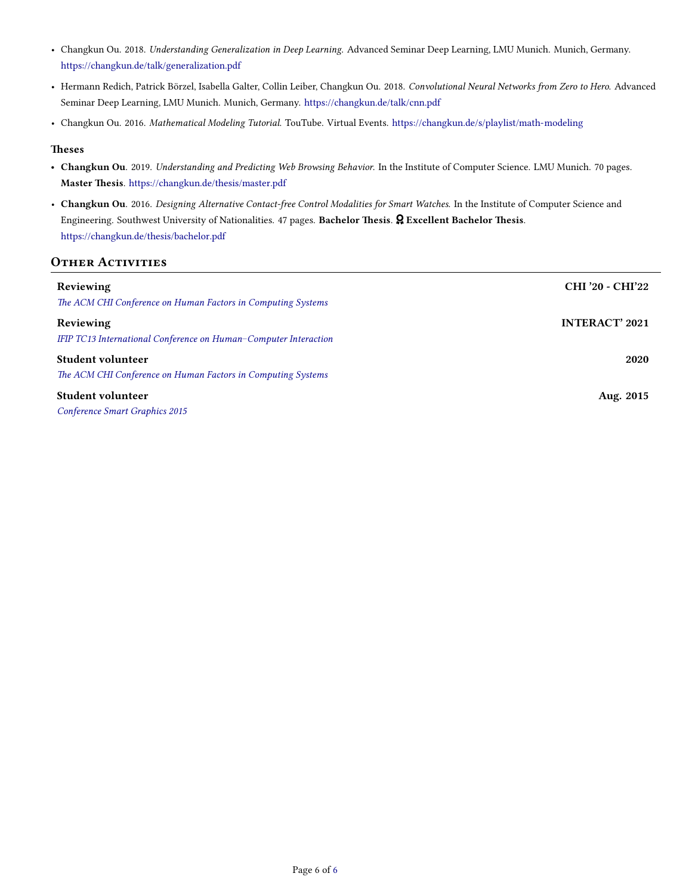- Changkun Ou. 2018. *Understanding Generalization in Deep Learning.* Advanced Seminar Deep Learning, LMU Munich. Munich, Germany. https://changkun.de/talk/generalization.pdf
- Hermann Redich, Patrick Börzel, Isabella Galter, Collin Leiber, Changkun Ou. 2018. *Convolutional Neural Networks from Zero to Hero.* Advanced Seminar Deep Learning, LMU Munich. Munich, Germany. https://changkun.de/talk/cnn.pdf
- Changkun Ou. 2016. *Mathematical Modeling Tutorial.* TouTube. Virtual Events. https://changkun.de/s/playlist/math-modeling

### Theses

- **Changkun Ou**. 2019. *Understanding and Predicting Web Browsing Behavior.* In the Institute of Computer Science. LMU Munich. 70 pages. **Master Thesis**. https://changkun.de/thesis/master.pdf
- **Changkun Ou**. 2016. *Designing Alternative Contact-free Control Modalities for Smart Watches.* In the Institute of Computer Science and Engineering. Southwest University of Nationalities. 47 pages. **Bachelor Thesis**. **Excellent Bachelor Thesis**. https://changkun.de/thesis/bachelor.pdf

## Other Activities

**Reviewing** — **CHI '20 - CHI'22**
*The ACM CHI Conference on Human Factors in Computing Systems*

**Reviewing** — **INTERACT' 2021**
*IFIP TC13 International Conference on Human–Computer Interaction*

**Student volunteer** — **2020**
*The ACM CHI Conference on Human Factors in Computing Systems*

**Student volunteer** — **Aug. 2015**
*Conference Smart Graphics 2015*